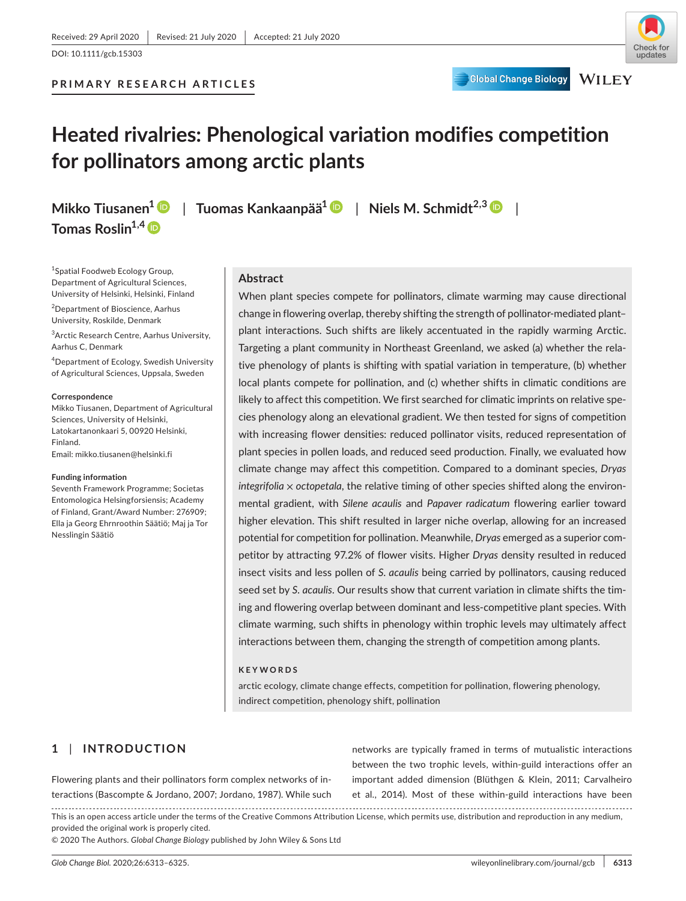Received: 29 April 2020 | Revised: 21 July 2020 | Accepted: 21 July 2020

DOI: 10.1111/gcb.15303

PRIMARY RESEARCH ARTICLES

# Heated rivalries: Phenological variation modifies competition for pollinators among arctic plants

**Mikko Tiusanen**[1] | **Tuomas Kankaanpää**[1] | **Niels M. Schmidt**[2,3] | **Tomas Roslin**[1,4]

[1]Spatial Foodweb Ecology Group, Department of Agricultural Sciences, University of Helsinki, Helsinki, Finland

[2]Department of Bioscience, Aarhus University, Roskilde, Denmark

[3]Arctic Research Centre, Aarhus University, Aarhus C, Denmark

[4]Department of Ecology, Swedish University of Agricultural Sciences, Uppsala, Sweden

**Correspondence**
Mikko Tiusanen, Department of Agricultural Sciences, University of Helsinki, Latokartanonkaari 5, 00920 Helsinki, Finland.
Email: mikko.tiusanen@helsinki.fi

**Funding information**
Seventh Framework Programme; Societas Entomologica Helsingforsiensis; Academy of Finland, Grant/Award Number: 276909; Ella ja Georg Ehrnroothin Säätiö; Maj ja Tor Nesslingin Säätiö

## Abstract

When plant species compete for pollinators, climate warming may cause directional change in flowering overlap, thereby shifting the strength of pollinator-mediated plant–plant interactions. Such shifts are likely accentuated in the rapidly warming Arctic. Targeting a plant community in Northeast Greenland, we asked (a) whether the relative phenology of plants is shifting with spatial variation in temperature, (b) whether local plants compete for pollination, and (c) whether shifts in climatic conditions are likely to affect this competition. We first searched for climatic imprints on relative species phenology along an elevational gradient. We then tested for signs of competition with increasing flower densities: reduced pollinator visits, reduced representation of plant species in pollen loads, and reduced seed production. Finally, we evaluated how climate change may affect this competition. Compared to a dominant species, *Dryas integrifolia* × *octopetala*, the relative timing of other species shifted along the environmental gradient, with *Silene acaulis* and *Papaver radicatum* flowering earlier toward higher elevation. This shift resulted in larger niche overlap, allowing for an increased potential for competition for pollination. Meanwhile, *Dryas* emerged as a superior competitor by attracting 97.2% of flower visits. Higher *Dryas* density resulted in reduced insect visits and less pollen of *S. acaulis* being carried by pollinators, causing reduced seed set by *S. acaulis*. Our results show that current variation in climate shifts the timing and flowering overlap between dominant and less-competitive plant species. With climate warming, such shifts in phenology within trophic levels may ultimately affect interactions between them, changing the strength of competition among plants.

**KEYWORDS**

arctic ecology, climate change effects, competition for pollination, flowering phenology, indirect competition, phenology shift, pollination

## 1 | INTRODUCTION

Flowering plants and their pollinators form complex networks of interactions (Bascompte & Jordano, 2007; Jordano, 1987). While such networks are typically framed in terms of mutualistic interactions between the two trophic levels, within-guild interactions offer an important added dimension (Blüthgen & Klein, 2011; Carvalheiro et al., 2014). Most of these within-guild interactions have been

This is an open access article under the terms of the Creative Commons Attribution License, which permits use, distribution and reproduction in any medium, provided the original work is properly cited.
© 2020 The Authors. *Global Change Biology* published by John Wiley & Sons Ltd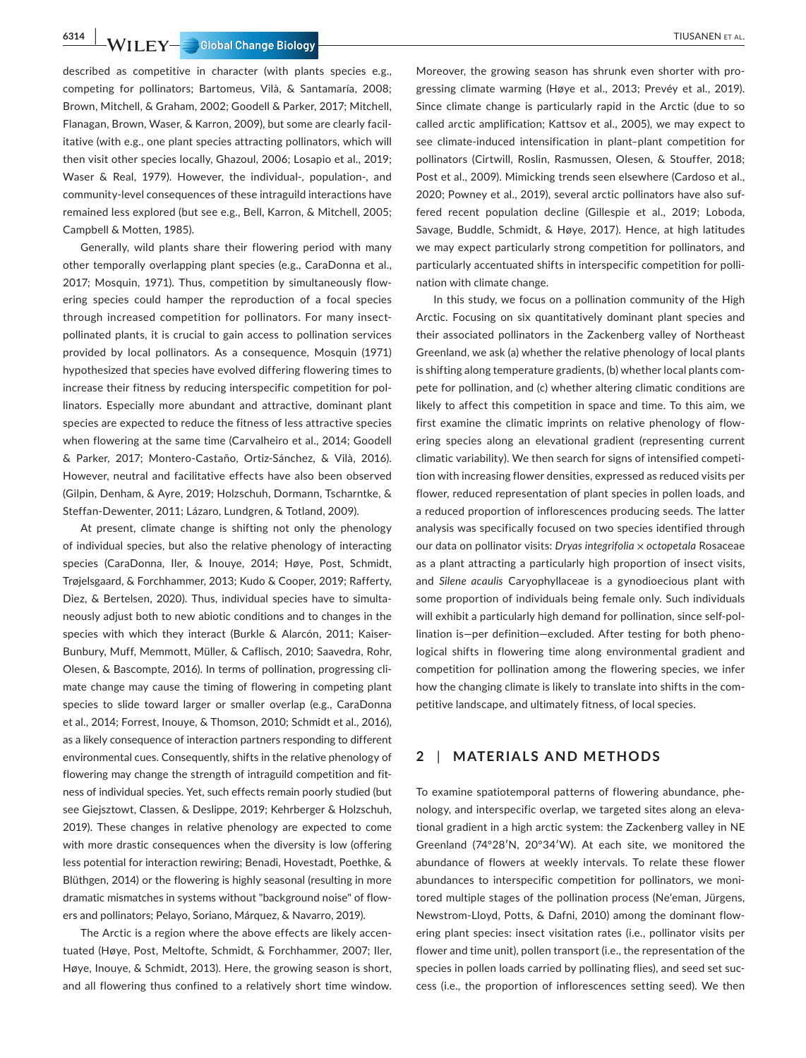described as competitive in character (with plants species e.g., competing for pollinators; Bartomeus, Vilà, & Santamaría, 2008; Brown, Mitchell, & Graham, 2002; Goodell & Parker, 2017; Mitchell, Flanagan, Brown, Waser, & Karron, 2009), but some are clearly facilitative (with e.g., one plant species attracting pollinators, which will then visit other species locally, Ghazoul, 2006; Losapio et al., 2019; Waser & Real, 1979). However, the individual-, population-, and community-level consequences of these intraguild interactions have remained less explored (but see e.g., Bell, Karron, & Mitchell, 2005; Campbell & Motten, 1985).

Generally, wild plants share their flowering period with many other temporally overlapping plant species (e.g., CaraDonna et al., 2017; Mosquin, 1971). Thus, competition by simultaneously flowering species could hamper the reproduction of a focal species through increased competition for pollinators. For many insect-pollinated plants, it is crucial to gain access to pollination services provided by local pollinators. As a consequence, Mosquin (1971) hypothesized that species have evolved differing flowering times to increase their fitness by reducing interspecific competition for pollinators. Especially more abundant and attractive, dominant plant species are expected to reduce the fitness of less attractive species when flowering at the same time (Carvalheiro et al., 2014; Goodell & Parker, 2017; Montero-Castaño, Ortiz-Sánchez, & Vilà, 2016). However, neutral and facilitative effects have also been observed (Gilpin, Denham, & Ayre, 2019; Holzschuh, Dormann, Tscharntke, & Steffan-Dewenter, 2011; Lázaro, Lundgren, & Totland, 2009).

At present, climate change is shifting not only the phenology of individual species, but also the relative phenology of interacting species (CaraDonna, Iler, & Inouye, 2014; Høye, Post, Schmidt, Trøjelsgaard, & Forchhammer, 2013; Kudo & Cooper, 2019; Rafferty, Diez, & Bertelsen, 2020). Thus, individual species have to simultaneously adjust both to new abiotic conditions and to changes in the species with which they interact (Burkle & Alarcón, 2011; Kaiser-Bunbury, Muff, Memmott, Müller, & Caflisch, 2010; Saavedra, Rohr, Olesen, & Bascompte, 2016). In terms of pollination, progressing climate change may cause the timing of flowering in competing plant species to slide toward larger or smaller overlap (e.g., CaraDonna et al., 2014; Forrest, Inouye, & Thomson, 2010; Schmidt et al., 2016), as a likely consequence of interaction partners responding to different environmental cues. Consequently, shifts in the relative phenology of flowering may change the strength of intraguild competition and fitness of individual species. Yet, such effects remain poorly studied (but see Giejsztowt, Classen, & Deslippe, 2019; Kehrberger & Holzschuh, 2019). These changes in relative phenology are expected to come with more drastic consequences when the diversity is low (offering less potential for interaction rewiring; Benadi, Hovestadt, Poethke, & Blüthgen, 2014) or the flowering is highly seasonal (resulting in more dramatic mismatches in systems without "background noise" of flowers and pollinators; Pelayo, Soriano, Márquez, & Navarro, 2019).

The Arctic is a region where the above effects are likely accentuated (Høye, Post, Meltofte, Schmidt, & Forchhammer, 2007; Iler, Høye, Inouye, & Schmidt, 2013). Here, the growing season is short, and all flowering thus confined to a relatively short time window. Moreover, the growing season has shrunk even shorter with progressing climate warming (Høye et al., 2013; Prevéy et al., 2019). Since climate change is particularly rapid in the Arctic (due to so called arctic amplification; Kattsov et al., 2005), we may expect to see climate-induced intensification in plant–plant competition for pollinators (Cirtwill, Roslin, Rasmussen, Olesen, & Stouffer, 2018; Post et al., 2009). Mimicking trends seen elsewhere (Cardoso et al., 2020; Powney et al., 2019), several arctic pollinators have also suffered recent population decline (Gillespie et al., 2019; Loboda, Savage, Buddle, Schmidt, & Høye, 2017). Hence, at high latitudes we may expect particularly strong competition for pollinators, and particularly accentuated shifts in interspecific competition for pollination with climate change.

In this study, we focus on a pollination community of the High Arctic. Focusing on six quantitatively dominant plant species and their associated pollinators in the Zackenberg valley of Northeast Greenland, we ask (a) whether the relative phenology of local plants is shifting along temperature gradients, (b) whether local plants compete for pollination, and (c) whether altering climatic conditions are likely to affect this competition in space and time. To this aim, we first examine the climatic imprints on relative phenology of flowering species along an elevational gradient (representing current climatic variability). We then search for signs of intensified competition with increasing flower densities, expressed as reduced visits per flower, reduced representation of plant species in pollen loads, and a reduced proportion of inflorescences producing seeds. The latter analysis was specifically focused on two species identified through our data on pollinator visits: *Dryas integrifolia* × *octopetala* Rosaceae as a plant attracting a particularly high proportion of insect visits, and *Silene acaulis* Caryophyllaceae is a gynodioecious plant with some proportion of individuals being female only. Such individuals will exhibit a particularly high demand for pollination, since self-pollination is—per definition—excluded. After testing for both phenological shifts in flowering time along environmental gradient and competition for pollination among the flowering species, we infer how the changing climate is likely to translate into shifts in the competitive landscape, and ultimately fitness, of local species.

## 2 | MATERIALS AND METHODS

To examine spatiotemporal patterns of flowering abundance, phenology, and interspecific overlap, we targeted sites along an elevational gradient in a high arctic system: the Zackenberg valley in NE Greenland (74°28′N, 20°34′W). At each site, we monitored the abundance of flowers at weekly intervals. To relate these flower abundances to interspecific competition for pollinators, we monitored multiple stages of the pollination process (Ne'eman, Jürgens, Newstrom-Lloyd, Potts, & Dafni, 2010) among the dominant flowering plant species: insect visitation rates (i.e., pollinator visits per flower and time unit), pollen transport (i.e., the representation of the species in pollen loads carried by pollinating flies), and seed set success (i.e., the proportion of inflorescences setting seed). We then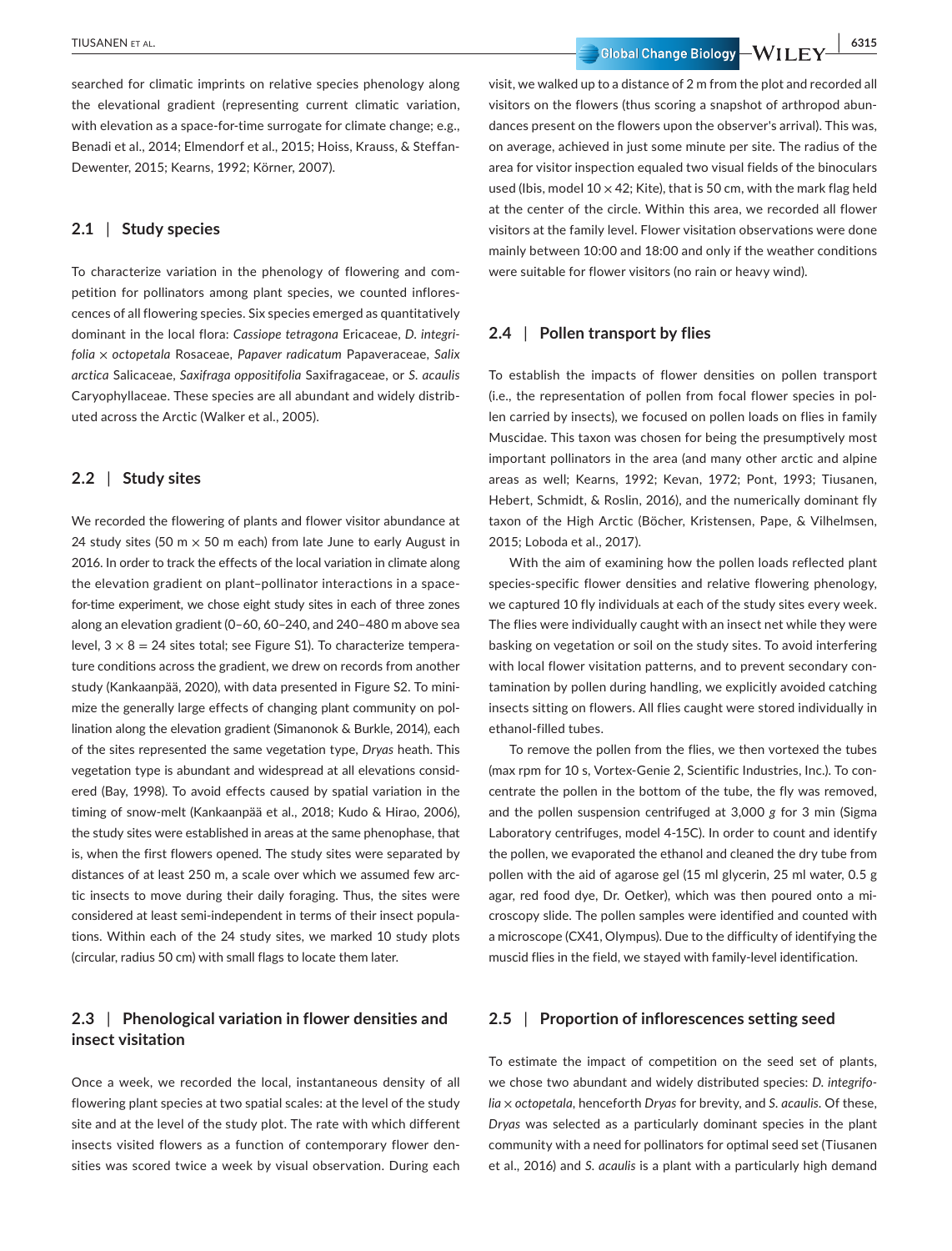searched for climatic imprints on relative species phenology along the elevational gradient (representing current climatic variation, with elevation as a space-for-time surrogate for climate change; e.g., Benadi et al., 2014; Elmendorf et al., 2015; Hoiss, Krauss, & Steffan-Dewenter, 2015; Kearns, 1992; Körner, 2007).

### 2.1 | Study species

To characterize variation in the phenology of flowering and competition for pollinators among plant species, we counted inflorescences of all flowering species. Six species emerged as quantitatively dominant in the local flora: *Cassiope tetragona* Ericaceae, *D. integrifolia* × *octopetala* Rosaceae, *Papaver radicatum* Papaveraceae, *Salix arctica* Salicaceae, *Saxifraga oppositifolia* Saxifragaceae, or *S. acaulis* Caryophyllaceae. These species are all abundant and widely distributed across the Arctic (Walker et al., 2005).

### 2.2 | Study sites

We recorded the flowering of plants and flower visitor abundance at 24 study sites (50 m × 50 m each) from late June to early August in 2016. In order to track the effects of the local variation in climate along the elevation gradient on plant–pollinator interactions in a space-for-time experiment, we chose eight study sites in each of three zones along an elevation gradient (0–60, 60–240, and 240–480 m above sea level, 3 × 8 = 24 sites total; see Figure S1). To characterize temperature conditions across the gradient, we drew on records from another study (Kankaanpää, 2020), with data presented in Figure S2. To minimize the generally large effects of changing plant community on pollination along the elevation gradient (Simanonok & Burkle, 2014), each of the sites represented the same vegetation type, *Dryas* heath. This vegetation type is abundant and widespread at all elevations considered (Bay, 1998). To avoid effects caused by spatial variation in the timing of snow-melt (Kankaanpää et al., 2018; Kudo & Hirao, 2006), the study sites were established in areas at the same phenophase, that is, when the first flowers opened. The study sites were separated by distances of at least 250 m, a scale over which we assumed few arctic insects to move during their daily foraging. Thus, the sites were considered at least semi-independent in terms of their insect populations. Within each of the 24 study sites, we marked 10 study plots (circular, radius 50 cm) with small flags to locate them later.

### 2.3 | Phenological variation in flower densities and insect visitation

Once a week, we recorded the local, instantaneous density of all flowering plant species at two spatial scales: at the level of the study site and at the level of the study plot. The rate with which different insects visited flowers as a function of contemporary flower densities was scored twice a week by visual observation. During each visit, we walked up to a distance of 2 m from the plot and recorded all visitors on the flowers (thus scoring a snapshot of arthropod abundances present on the flowers upon the observer's arrival). This was, on average, achieved in just some minute per site. The radius of the area for visitor inspection equaled two visual fields of the binoculars used (Ibis, model 10 × 42; Kite), that is 50 cm, with the mark flag held at the center of the circle. Within this area, we recorded all flower visitors at the family level. Flower visitation observations were done mainly between 10:00 and 18:00 and only if the weather conditions were suitable for flower visitors (no rain or heavy wind).

### 2.4 | Pollen transport by flies

To establish the impacts of flower densities on pollen transport (i.e., the representation of pollen from focal flower species in pollen carried by insects), we focused on pollen loads on flies in family Muscidae. This taxon was chosen for being the presumptively most important pollinators in the area (and many other arctic and alpine areas as well; Kearns, 1992; Kevan, 1972; Pont, 1993; Tiusanen, Hebert, Schmidt, & Roslin, 2016), and the numerically dominant fly taxon of the High Arctic (Böcher, Kristensen, Pape, & Vilhelmsen, 2015; Loboda et al., 2017).

With the aim of examining how the pollen loads reflected plant species-specific flower densities and relative flowering phenology, we captured 10 fly individuals at each of the study sites every week. The flies were individually caught with an insect net while they were basking on vegetation or soil on the study sites. To avoid interfering with local flower visitation patterns, and to prevent secondary contamination by pollen during handling, we explicitly avoided catching insects sitting on flowers. All flies caught were stored individually in ethanol-filled tubes.

To remove the pollen from the flies, we then vortexed the tubes (max rpm for 10 s, Vortex-Genie 2, Scientific Industries, Inc.). To concentrate the pollen in the bottom of the tube, the fly was removed, and the pollen suspension centrifuged at 3,000 *g* for 3 min (Sigma Laboratory centrifuges, model 4-15C). In order to count and identify the pollen, we evaporated the ethanol and cleaned the dry tube from pollen with the aid of agarose gel (15 ml glycerin, 25 ml water, 0.5 g agar, red food dye, Dr. Oetker), which was then poured onto a microscopy slide. The pollen samples were identified and counted with a microscope (CX41, Olympus). Due to the difficulty of identifying the muscid flies in the field, we stayed with family-level identification.

### 2.5 | Proportion of inflorescences setting seed

To estimate the impact of competition on the seed set of plants, we chose two abundant and widely distributed species: *D. integrifolia* × *octopetala*, henceforth *Dryas* for brevity, and *S. acaulis*. Of these, *Dryas* was selected as a particularly dominant species in the plant community with a need for pollinators for optimal seed set (Tiusanen et al., 2016) and *S. acaulis* is a plant with a particularly high demand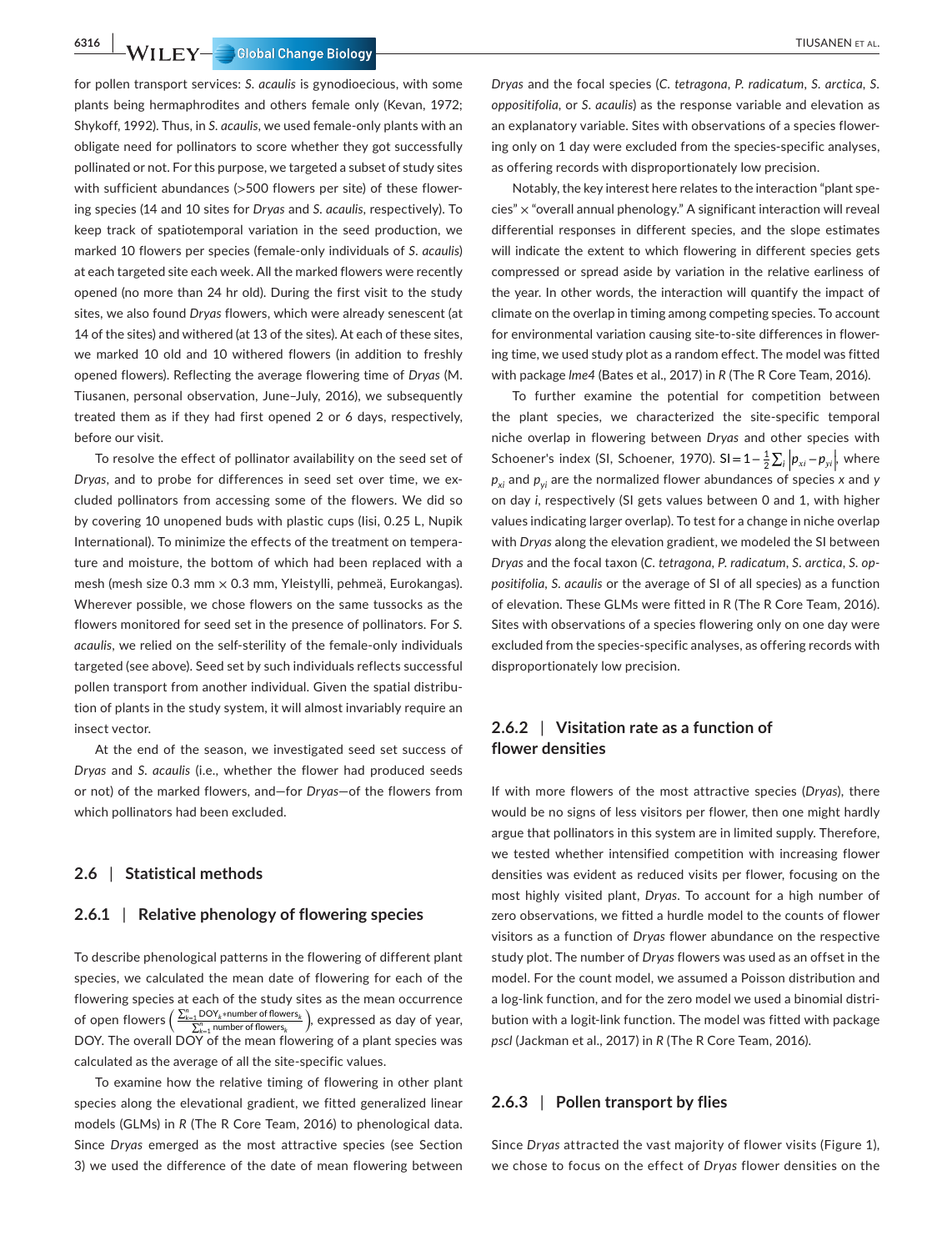for pollen transport services: *S. acaulis* is gynodioecious, with some plants being hermaphrodites and others female only (Kevan, 1972; Shykoff, 1992). Thus, in *S. acaulis*, we used female-only plants with an obligate need for pollinators to score whether they got successfully pollinated or not. For this purpose, we targeted a subset of study sites with sufficient abundances (>500 flowers per site) of these flowering species (14 and 10 sites for *Dryas* and *S. acaulis*, respectively). To keep track of spatiotemporal variation in the seed production, we marked 10 flowers per species (female-only individuals of *S. acaulis*) at each targeted site each week. All the marked flowers were recently opened (no more than 24 hr old). During the first visit to the study sites, we also found *Dryas* flowers, which were already senescent (at 14 of the sites) and withered (at 13 of the sites). At each of these sites, we marked 10 old and 10 withered flowers (in addition to freshly opened flowers). Reflecting the average flowering time of *Dryas* (M. Tiusanen, personal observation, June–July, 2016), we subsequently treated them as if they had first opened 2 or 6 days, respectively, before our visit.

To resolve the effect of pollinator availability on the seed set of *Dryas*, and to probe for differences in seed set over time, we excluded pollinators from accessing some of the flowers. We did so by covering 10 unopened buds with plastic cups (Iisi, 0.25 L, Nupik International). To minimize the effects of the treatment on temperature and moisture, the bottom of which had been replaced with a mesh (mesh size 0.3 mm × 0.3 mm, Yleistylli, pehmeä, Eurokangas). Wherever possible, we chose flowers on the same tussocks as the flowers monitored for seed set in the presence of pollinators. For *S. acaulis*, we relied on the self-sterility of the female-only individuals targeted (see above). Seed set by such individuals reflects successful pollen transport from another individual. Given the spatial distribution of plants in the study system, it will almost invariably require an insect vector.

At the end of the season, we investigated seed set success of *Dryas* and *S. acaulis* (i.e., whether the flower had produced seeds or not) of the marked flowers, and—for *Dryas*—of the flowers from which pollinators had been excluded.

## 2.6 | Statistical methods

### 2.6.1 | Relative phenology of flowering species

To describe phenological patterns in the flowering of different plant species, we calculated the mean date of flowering for each of the flowering species at each of the study sites as the mean occurrence of open flowers $\left(\frac{\sum_{k=1}^{n} \text{DOY}_k * \text{number of flowers}_k}{\sum_{k=1}^{n} \text{number of flowers}_k}\right)$, expressed as day of year, DOY. The overall DOY of the mean flowering of a plant species was calculated as the average of all the site-specific values.

To examine how the relative timing of flowering in other plant species along the elevational gradient, we fitted generalized linear models (GLMs) in *R* (The R Core Team, 2016) to phenological data. Since *Dryas* emerged as the most attractive species (see Section 3) we used the difference of the date of mean flowering between *Dryas* and the focal species (*C. tetragona*, *P. radicatum*, *S. arctica*, *S. oppositifolia*, or *S. acaulis*) as the response variable and elevation as an explanatory variable. Sites with observations of a species flowering only on 1 day were excluded from the species-specific analyses, as offering records with disproportionately low precision.

Notably, the key interest here relates to the interaction "plant species" × "overall annual phenology." A significant interaction will reveal differential responses in different species, and the slope estimates will indicate the extent to which flowering in different species gets compressed or spread aside by variation in the relative earliness of the year. In other words, the interaction will quantify the impact of climate on the overlap in timing among competing species. To account for environmental variation causing site-to-site differences in flowering time, we used study plot as a random effect. The model was fitted with package *lme4* (Bates et al., 2017) in *R* (The R Core Team, 2016).

To further examine the potential for competition between the plant species, we characterized the site-specific temporal niche overlap in flowering between *Dryas* and other species with Schoener's index (SI, Schoener, 1970). $\text{SI} = 1 - \frac{1}{2}\sum_i \left|p_{xi} - p_{yi}\right|$, where $p_{xi}$ and $p_{yi}$ are the normalized flower abundances of species *x* and *y* on day *i*, respectively (SI gets values between 0 and 1, with higher values indicating larger overlap). To test for a change in niche overlap with *Dryas* along the elevation gradient, we modeled the SI between *Dryas* and the focal taxon (*C. tetragona*, *P. radicatum*, *S. arctica*, *S. oppositifolia*, *S. acaulis* or the average of SI of all species) as a function of elevation. These GLMs were fitted in R (The R Core Team, 2016). Sites with observations of a species flowering only on one day were excluded from the species-specific analyses, as offering records with disproportionately low precision.

### 2.6.2 | Visitation rate as a function of flower densities

If with more flowers of the most attractive species (*Dryas*), there would be no signs of less visitors per flower, then one might hardly argue that pollinators in this system are in limited supply. Therefore, we tested whether intensified competition with increasing flower densities was evident as reduced visits per flower, focusing on the most highly visited plant, *Dryas*. To account for a high number of zero observations, we fitted a hurdle model to the counts of flower visitors as a function of *Dryas* flower abundance on the respective study plot. The number of *Dryas* flowers was used as an offset in the model. For the count model, we assumed a Poisson distribution and a log-link function, and for the zero model we used a binomial distribution with a logit-link function. The model was fitted with package *pscl* (Jackman et al., 2017) in *R* (The R Core Team, 2016).

### 2.6.3 | Pollen transport by flies

Since *Dryas* attracted the vast majority of flower visits (Figure 1), we chose to focus on the effect of *Dryas* flower densities on the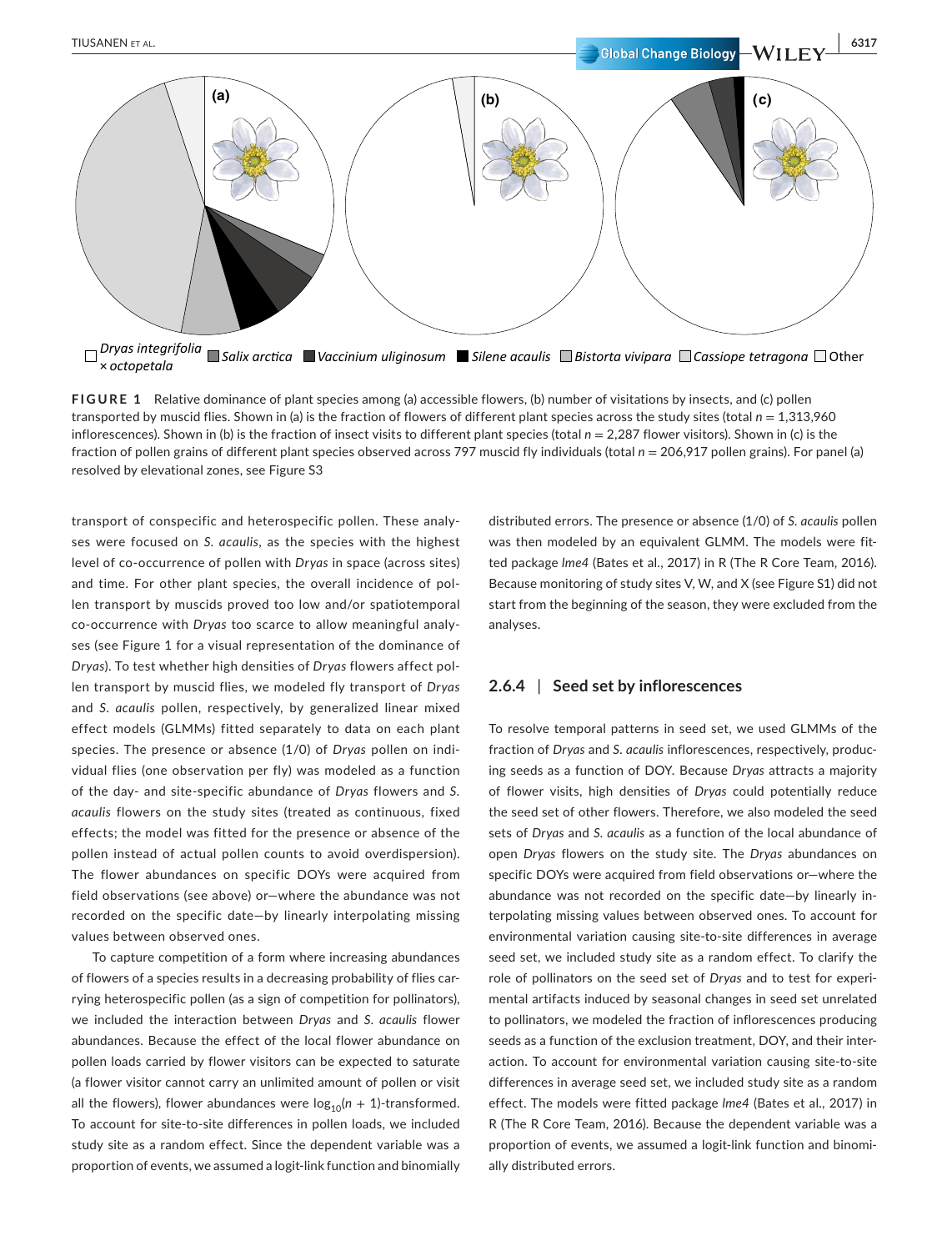(a)

(b)

(c)

Dryas integrifolia × octopetala
Salix arctica
Vaccinium uliginosum
Silene acaulis
Bistorta vivipara
Cassiope tetragona
Other

**FIGURE 1** Relative dominance of plant species among (a) accessible flowers, (b) number of visitations by insects, and (c) pollen transported by muscid flies. Shown in (a) is the fraction of flowers of different plant species across the study sites (total $n$ = 1,313,960 inflorescences). Shown in (b) is the fraction of insect visits to different plant species (total $n$ = 2,287 flower visitors). Shown in (c) is the fraction of pollen grains of different plant species observed across 797 muscid fly individuals (total $n$ = 206,917 pollen grains). For panel (a) resolved by elevational zones, see Figure S3

transport of conspecific and heterospecific pollen. These analyses were focused on *S. acaulis*, as the species with the highest level of co-occurrence of pollen with *Dryas* in space (across sites) and time. For other plant species, the overall incidence of pollen transport by muscids proved too low and/or spatiotemporal co-occurrence with *Dryas* too scarce to allow meaningful analyses (see Figure 1 for a visual representation of the dominance of *Dryas*). To test whether high densities of *Dryas* flowers affect pollen transport by muscid flies, we modeled fly transport of *Dryas* and *S. acaulis* pollen, respectively, by generalized linear mixed effect models (GLMMs) fitted separately to data on each plant species. The presence or absence (1/0) of *Dryas* pollen on individual flies (one observation per fly) was modeled as a function of the day- and site-specific abundance of *Dryas* flowers and *S. acaulis* flowers on the study sites (treated as continuous, fixed effects; the model was fitted for the presence or absence of the pollen instead of actual pollen counts to avoid overdispersion). The flower abundances on specific DOYs were acquired from field observations (see above) or—where the abundance was not recorded on the specific date—by linearly interpolating missing values between observed ones.

To capture competition of a form where increasing abundances of flowers of a species results in a decreasing probability of flies carrying heterospecific pollen (as a sign of competition for pollinators), we included the interaction between *Dryas* and *S. acaulis* flower abundances. Because the effect of the local flower abundance on pollen loads carried by flower visitors can be expected to saturate (a flower visitor cannot carry an unlimited amount of pollen or visit all the flowers), flower abundances were $\log_{10}(n + 1)$-transformed. To account for site-to-site differences in pollen loads, we included study site as a random effect. Since the dependent variable was a proportion of events, we assumed a logit-link function and binomially distributed errors. The presence or absence (1/0) of *S. acaulis* pollen was then modeled by an equivalent GLMM. The models were fitted package *lme4* (Bates et al., 2017) in R (The R Core Team, 2016). Because monitoring of study sites V, W, and X (see Figure S1) did not start from the beginning of the season, they were excluded from the analyses.

### 2.6.4 | Seed set by inflorescences

To resolve temporal patterns in seed set, we used GLMMs of the fraction of *Dryas* and *S. acaulis* inflorescences, respectively, producing seeds as a function of DOY. Because *Dryas* attracts a majority of flower visits, high densities of *Dryas* could potentially reduce the seed set of other flowers. Therefore, we also modeled the seed sets of *Dryas* and *S. acaulis* as a function of the local abundance of open *Dryas* flowers on the study site. The *Dryas* abundances on specific DOYs were acquired from field observations or—where the abundance was not recorded on the specific date—by linearly interpolating missing values between observed ones. To account for environmental variation causing site-to-site differences in average seed set, we included study site as a random effect. To clarify the role of pollinators on the seed set of *Dryas* and to test for experimental artifacts induced by seasonal changes in seed set unrelated to pollinators, we modeled the fraction of inflorescences producing seeds as a function of the exclusion treatment, DOY, and their interaction. To account for environmental variation causing site-to-site differences in average seed set, we included study site as a random effect. The models were fitted package *lme4* (Bates et al., 2017) in R (The R Core Team, 2016). Because the dependent variable was a proportion of events, we assumed a logit-link function and binomially distributed errors.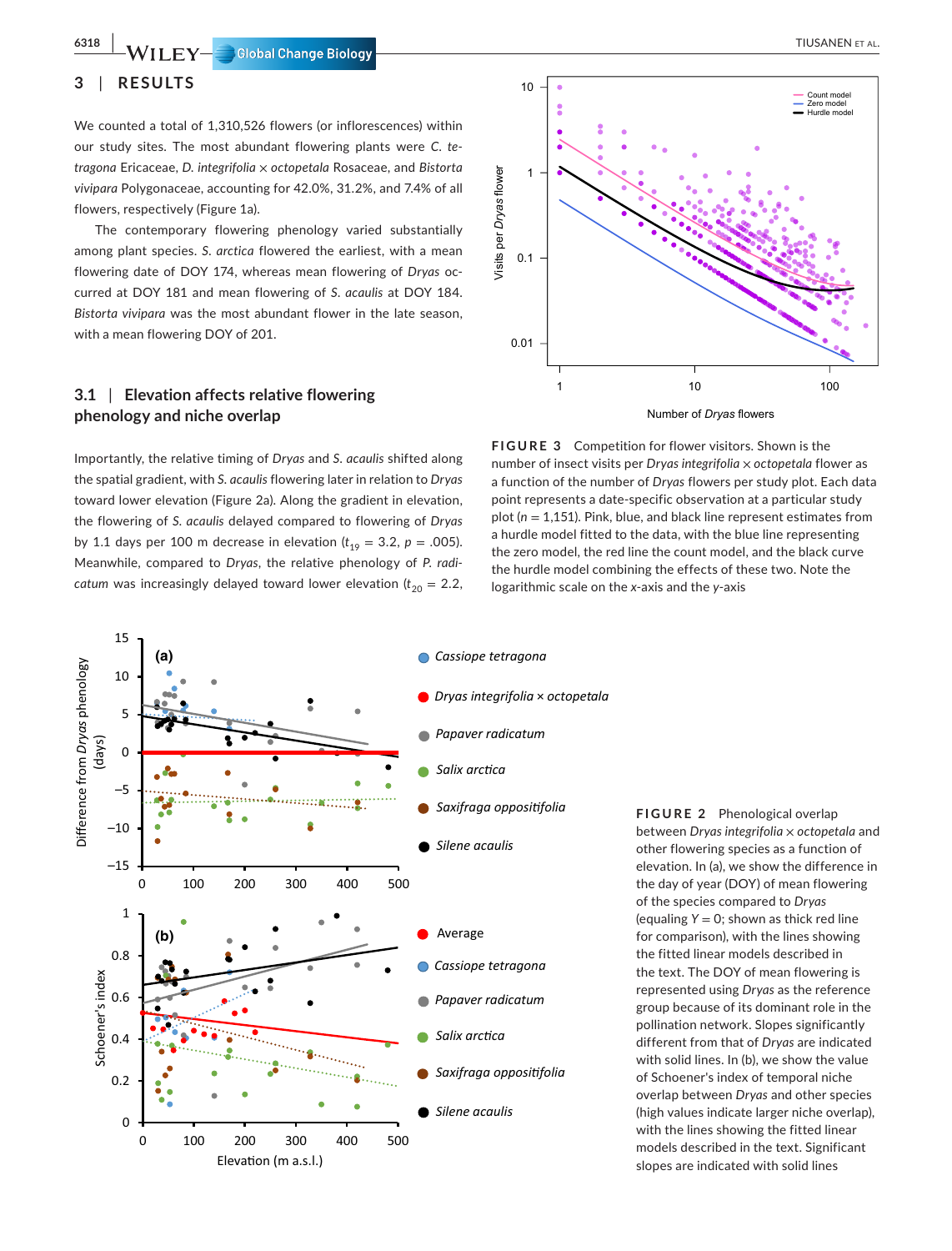## 3 | RESULTS

We counted a total of 1,310,526 flowers (or inflorescences) within our study sites. The most abundant flowering plants were *C. tetragona* Ericaceae, *D. integrifolia* × *octopetala* Rosaceae, and *Bistorta vivipara* Polygonaceae, accounting for 42.0%, 31.2%, and 7.4% of all flowers, respectively (Figure 1a).

The contemporary flowering phenology varied substantially among plant species. *S. arctica* flowered the earliest, with a mean flowering date of DOY 174, whereas mean flowering of *Dryas* occurred at DOY 181 and mean flowering of *S. acaulis* at DOY 184. *Bistorta vivipara* was the most abundant flower in the late season, with a mean flowering DOY of 201.

### 3.1 | Elevation affects relative flowering phenology and niche overlap

Importantly, the relative timing of *Dryas* and *S. acaulis* shifted along the spatial gradient, with *S. acaulis* flowering later in relation to *Dryas* toward lower elevation (Figure 2a). Along the gradient in elevation, the flowering of *S. acaulis* delayed compared to flowering of *Dryas* by 1.1 days per 100 m decrease in elevation ($t_{19}$ = 3.2, $p$ = .005). Meanwhile, compared to *Dryas*, the relative phenology of *P. radicatum* was increasingly delayed toward lower elevation ($t_{20}$ = 2.2,

10
1
0.1
0.01
Visits per *Dryas* flower
1
10
100
Number of *Dryas* flowers
Count model
Zero model
Hurdle model

**FIGURE 3** Competition for flower visitors. Shown is the number of insect visits per *Dryas integrifolia* × *octopetala* flower as a function of the number of *Dryas* flowers per study plot. Each data point represents a date-specific observation at a particular study plot ($n$ = 1,151). Pink, blue, and black line represent estimates from a hurdle model fitted to the data, with the blue line representing the zero model, the red line the count model, and the black curve the hurdle model combining the effects of these two. Note the logarithmic scale on the x-axis and the y-axis

(a)
Difference from *Dryas* phenology (days)
15
10
5
0
−5
−10
−15
0
100
200
300
400
500
*Cassiope tetragona*
*Dryas integrifolia × octopetala*
*Papaver radicatum*
*Salix arctica*
*Saxifraga oppositifolia*
*Silene acaulis*

(b)
Schoener's index
1
0.8
0.6
0.4
0.2
0
0
100
200
300
400
500
Elevation (m a.s.l.)
Average
*Cassiope tetragona*
*Papaver radicatum*
*Salix arctica*
*Saxifraga oppositifolia*
*Silene acaulis*

**FIGURE 2** Phenological overlap between *Dryas integrifolia* × *octopetala* and other flowering species as a function of elevation. In (a), we show the difference in the day of year (DOY) of mean flowering of the species compared to *Dryas* (equaling $Y = 0$; shown as thick red line for comparison), with the lines showing the fitted linear models described in the text. The DOY of mean flowering is represented using *Dryas* as the reference group because of its dominant role in the pollination network. Slopes significantly different from that of *Dryas* are indicated with solid lines. In (b), we show the value of Schoener's index of temporal niche overlap between *Dryas* and other species (high values indicate larger niche overlap), with the lines showing the fitted linear models described in the text. Significant slopes are indicated with solid lines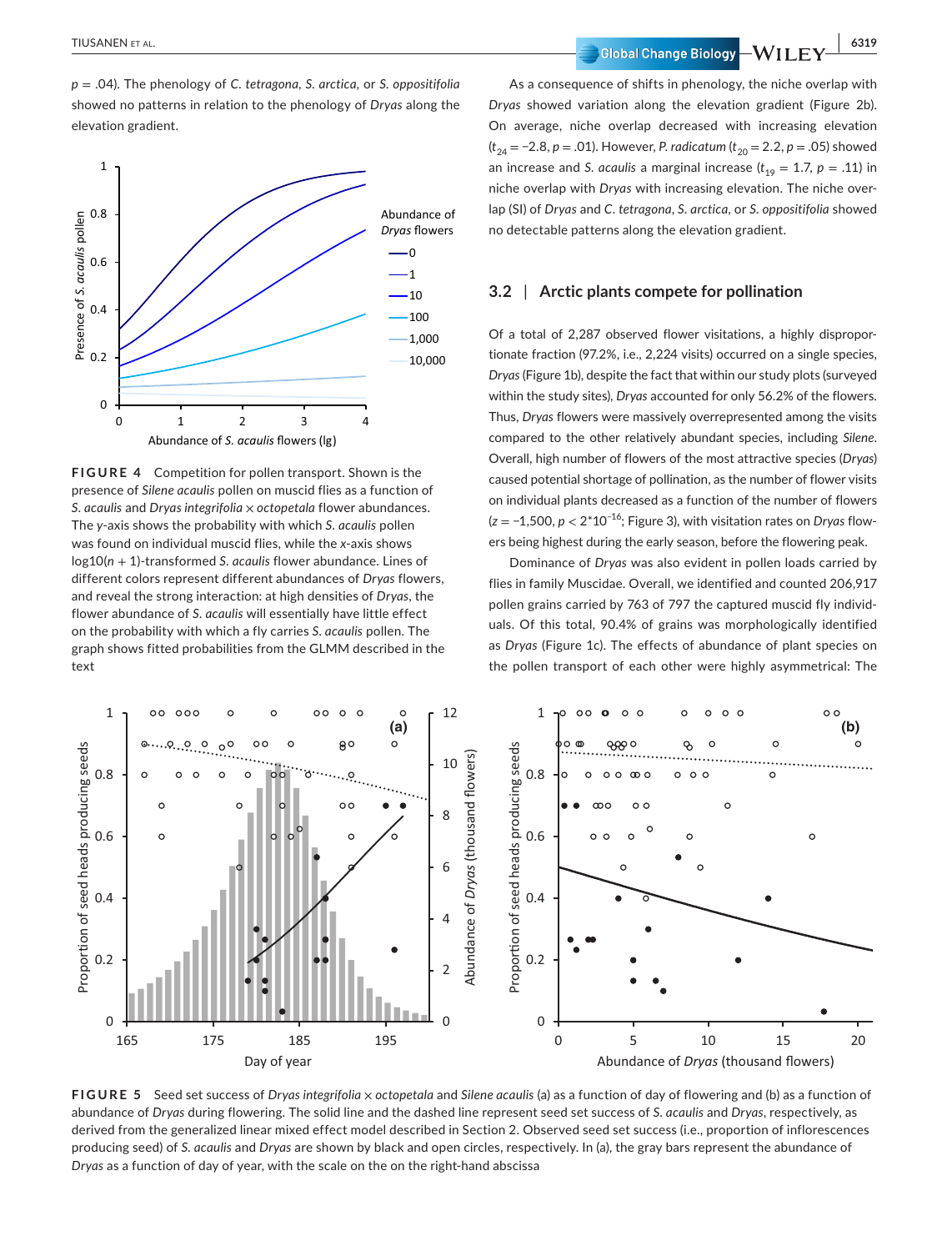$p = .04$). The phenology of *C. tetragona*, *S. arctica*, or *S. oppositifolia* showed no patterns in relation to the phenology of *Dryas* along the elevation gradient.

Presence of S. acaulis pollen
Abundance of S. acaulis flowers (lg)
Abundance of Dryas flowers
0
1
10
100
1,000
10,000

**FIGURE 4** Competition for pollen transport. Shown is the presence of *Silene acaulis* pollen on muscid flies as a function of *S. acaulis* and *Dryas integrifolia × octopetala* flower abundances. The *y*-axis shows the probability with which *S. acaulis* pollen was found on individual muscid flies, while the *x*-axis shows log10($n$ + 1)-transformed *S. acaulis* flower abundance. Lines of different colors represent different abundances of *Dryas* flowers, and reveal the strong interaction: at high densities of *Dryas*, the flower abundance of *S. acaulis* will essentially have little effect on the probability with which a fly carries *S. acaulis* pollen. The graph shows fitted probabilities from the GLMM described in the text

As a consequence of shifts in phenology, the niche overlap with *Dryas* showed variation along the elevation gradient (Figure 2b). On average, niche overlap decreased with increasing elevation ($t_{24} = -2.8$, $p = .01$). However, *P. radicatum* ($t_{20} = 2.2$, $p = .05$) showed an increase and *S. acaulis* a marginal increase ($t_{19} = 1.7$, $p = .11$) in niche overlap with *Dryas* with increasing elevation. The niche overlap (SI) of *Dryas* and *C. tetragona*, *S. arctica*, or *S. oppositifolia* showed no detectable patterns along the elevation gradient.

## 3.2 | Arctic plants compete for pollination

Of a total of 2,287 observed flower visitations, a highly disproportionate fraction (97.2%, i.e., 2,224 visits) occurred on a single species, *Dryas* (Figure 1b), despite the fact that within our study plots (surveyed within the study sites), *Dryas* accounted for only 56.2% of the flowers. Thus, *Dryas* flowers were massively overrepresented among the visits compared to the other relatively abundant species, including *Silene*. Overall, high number of flowers of the most attractive species (*Dryas*) caused potential shortage of pollination, as the number of flower visits on individual plants decreased as a function of the number of flowers ($z = -1{,}500$, $p < 2*10^{-16}$; Figure 3), with visitation rates on *Dryas* flowers being highest during the early season, before the flowering peak.

Dominance of *Dryas* was also evident in pollen loads carried by flies in family Muscidae. Overall, we identified and counted 206,917 pollen grains carried by 763 of 797 the captured muscid fly individuals. Of this total, 90.4% of grains was morphologically identified as *Dryas* (Figure 1c). The effects of abundance of plant species on the pollen transport of each other were highly asymmetrical: The

(a)
Proportion of seed heads producing seeds
Abundance of Dryas (thousand flowers)
Day of year

(b)
Proportion of seed heads producing seeds
Abundance of Dryas (thousand flowers)

**FIGURE 5** Seed set success of *Dryas integrifolia × octopetala* and *Silene acaulis* (a) as a function of day of flowering and (b) as a function of abundance of *Dryas* during flowering. The solid line and the dashed line represent seed set success of *S. acaulis* and *Dryas*, respectively, as derived from the generalized linear mixed effect model described in Section 2. Observed seed set success (i.e., proportion of inflorescences producing seed) of *S. acaulis* and *Dryas* are shown by black and open circles, respectively. In (a), the gray bars represent the abundance of *Dryas* as a function of day of year, with the scale on the on the right-hand abscissa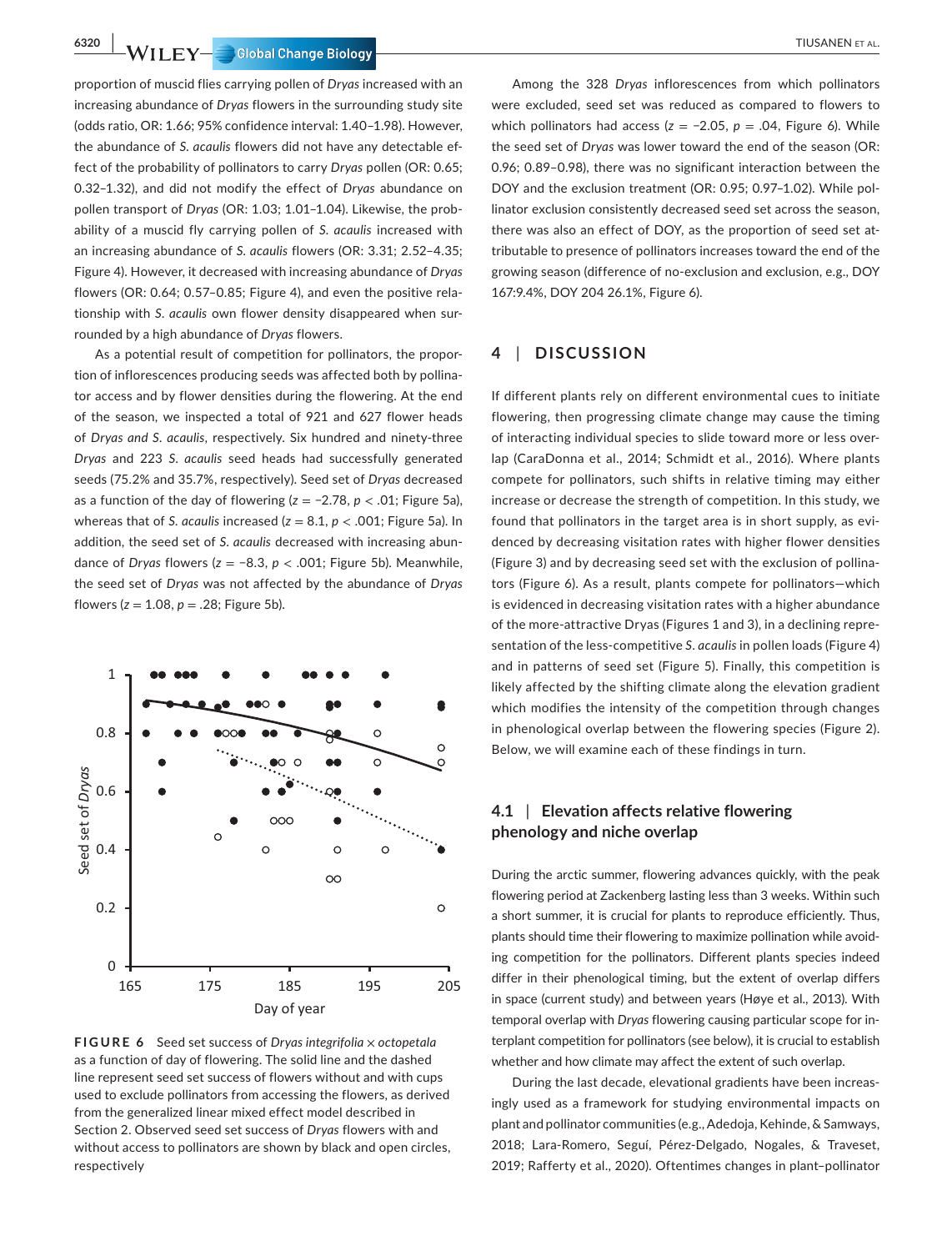proportion of muscid flies carrying pollen of *Dryas* increased with an increasing abundance of *Dryas* flowers in the surrounding study site (odds ratio, OR: 1.66; 95% confidence interval: 1.40–1.98). However, the abundance of *S. acaulis* flowers did not have any detectable effect of the probability of pollinators to carry *Dryas* pollen (OR: 0.65; 0.32–1.32), and did not modify the effect of *Dryas* abundance on pollen transport of *Dryas* (OR: 1.03; 1.01–1.04). Likewise, the probability of a muscid fly carrying pollen of *S. acaulis* increased with an increasing abundance of *S. acaulis* flowers (OR: 3.31; 2.52–4.35; Figure 4). However, it decreased with increasing abundance of *Dryas* flowers (OR: 0.64; 0.57–0.85; Figure 4), and even the positive relationship with *S. acaulis* own flower density disappeared when surrounded by a high abundance of *Dryas* flowers.

As a potential result of competition for pollinators, the proportion of inflorescences producing seeds was affected both by pollinator access and by flower densities during the flowering. At the end of the season, we inspected a total of 921 and 627 flower heads of *Dryas and S. acaulis*, respectively. Six hundred and ninety-three *Dryas* and 223 *S. acaulis* seed heads had successfully generated seeds (75.2% and 35.7%, respectively). Seed set of *Dryas* decreased as a function of the day of flowering ($z = -2.78$, $p < .01$; Figure 5a), whereas that of *S. acaulis* increased ($z = 8.1$, $p < .001$; Figure 5a). In addition, the seed set of *S. acaulis* decreased with increasing abundance of *Dryas* flowers ($z = -8.3$, $p < .001$; Figure 5b). Meanwhile, the seed set of *Dryas* was not affected by the abundance of *Dryas* flowers ($z = 1.08$, $p = .28$; Figure 5b).

Seed set of *Dryas*

1

0.8

0.6

0.4

0.2

0

165 175 185 195 205

Day of year

**FIGURE 6** Seed set success of *Dryas integrifolia* × *octopetala* as a function of day of flowering. The solid line and the dashed line represent seed set success of flowers without and with cups used to exclude pollinators from accessing the flowers, as derived from the generalized linear mixed effect model described in Section 2. Observed seed set success of *Dryas* flowers with and without access to pollinators are shown by black and open circles, respectively

Among the 328 *Dryas* inflorescences from which pollinators were excluded, seed set was reduced as compared to flowers to which pollinators had access ($z = -2.05$, $p = .04$, Figure 6). While the seed set of *Dryas* was lower toward the end of the season (OR: 0.96; 0.89–0.98), there was no significant interaction between the DOY and the exclusion treatment (OR: 0.95; 0.97–1.02). While pollinator exclusion consistently decreased seed set across the season, there was also an effect of DOY, as the proportion of seed set attributable to presence of pollinators increases toward the end of the growing season (difference of no-exclusion and exclusion, e.g., DOY 167:9.4%, DOY 204 26.1%, Figure 6).

## 4 | DISCUSSION

If different plants rely on different environmental cues to initiate flowering, then progressing climate change may cause the timing of interacting individual species to slide toward more or less overlap (CaraDonna et al., 2014; Schmidt et al., 2016). Where plants compete for pollinators, such shifts in relative timing may either increase or decrease the strength of competition. In this study, we found that pollinators in the target area is in short supply, as evidenced by decreasing visitation rates with higher flower densities (Figure 3) and by decreasing seed set with the exclusion of pollinators (Figure 6). As a result, plants compete for pollinators—which is evidenced in decreasing visitation rates with a higher abundance of the more-attractive Dryas (Figures 1 and 3), in a declining representation of the less-competitive *S. acaulis* in pollen loads (Figure 4) and in patterns of seed set (Figure 5). Finally, this competition is likely affected by the shifting climate along the elevation gradient which modifies the intensity of the competition through changes in phenological overlap between the flowering species (Figure 2). Below, we will examine each of these findings in turn.

### 4.1 | Elevation affects relative flowering phenology and niche overlap

During the arctic summer, flowering advances quickly, with the peak flowering period at Zackenberg lasting less than 3 weeks. Within such a short summer, it is crucial for plants to reproduce efficiently. Thus, plants should time their flowering to maximize pollination while avoiding competition for the pollinators. Different plants species indeed differ in their phenological timing, but the extent of overlap differs in space (current study) and between years (Høye et al., 2013). With temporal overlap with *Dryas* flowering causing particular scope for interplant competition for pollinators (see below), it is crucial to establish whether and how climate may affect the extent of such overlap.

During the last decade, elevational gradients have been increasingly used as a framework for studying environmental impacts on plant and pollinator communities (e.g., Adedoja, Kehinde, & Samways, 2018; Lara-Romero, Seguí, Pérez-Delgado, Nogales, & Traveset, 2019; Rafferty et al., 2020). Oftentimes changes in plant–pollinator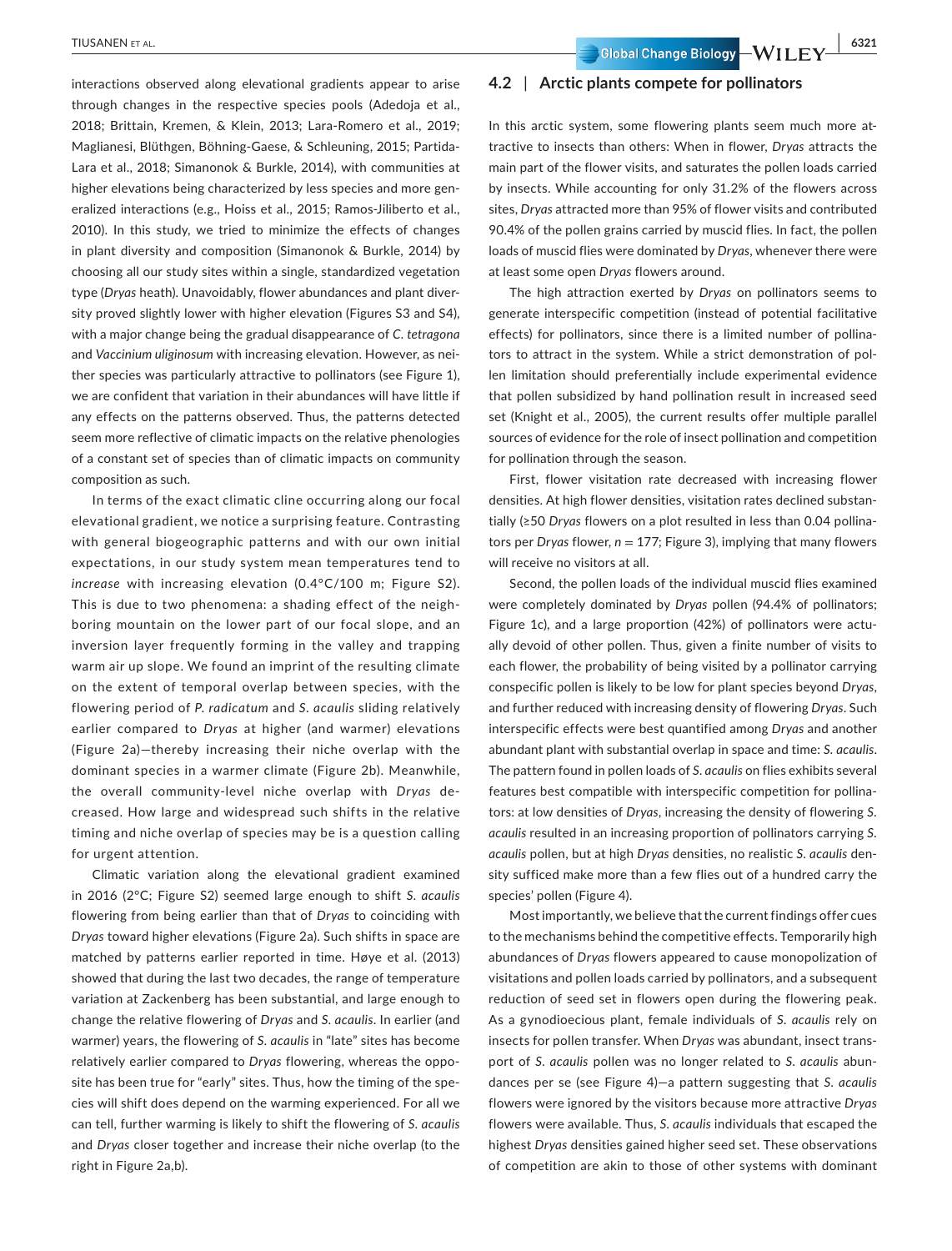interactions observed along elevational gradients appear to arise through changes in the respective species pools (Adedoja et al., 2018; Brittain, Kremen, & Klein, 2013; Lara-Romero et al., 2019; Maglianesi, Blüthgen, Böhning-Gaese, & Schleuning, 2015; Partida-Lara et al., 2018; Simanonok & Burkle, 2014), with communities at higher elevations being characterized by less species and more generalized interactions (e.g., Hoiss et al., 2015; Ramos-Jiliberto et al., 2010). In this study, we tried to minimize the effects of changes in plant diversity and composition (Simanonok & Burkle, 2014) by choosing all our study sites within a single, standardized vegetation type (*Dryas* heath). Unavoidably, flower abundances and plant diversity proved slightly lower with higher elevation (Figures S3 and S4), with a major change being the gradual disappearance of *C. tetragona* and *Vaccinium uliginosum* with increasing elevation. However, as neither species was particularly attractive to pollinators (see Figure 1), we are confident that variation in their abundances will have little if any effects on the patterns observed. Thus, the patterns detected seem more reflective of climatic impacts on the relative phenologies of a constant set of species than of climatic impacts on community composition as such.

In terms of the exact climatic cline occurring along our focal elevational gradient, we notice a surprising feature. Contrasting with general biogeographic patterns and with our own initial expectations, in our study system mean temperatures tend to *increase* with increasing elevation (0.4°C/100 m; Figure S2). This is due to two phenomena: a shading effect of the neighboring mountain on the lower part of our focal slope, and an inversion layer frequently forming in the valley and trapping warm air up slope. We found an imprint of the resulting climate on the extent of temporal overlap between species, with the flowering period of *P. radicatum* and *S. acaulis* sliding relatively earlier compared to *Dryas* at higher (and warmer) elevations (Figure 2a)—thereby increasing their niche overlap with the dominant species in a warmer climate (Figure 2b). Meanwhile, the overall community-level niche overlap with *Dryas* decreased. How large and widespread such shifts in the relative timing and niche overlap of species may be is a question calling for urgent attention.

Climatic variation along the elevational gradient examined in 2016 (2°C; Figure S2) seemed large enough to shift *S. acaulis* flowering from being earlier than that of *Dryas* to coinciding with *Dryas* toward higher elevations (Figure 2a). Such shifts in space are matched by patterns earlier reported in time. Høye et al. (2013) showed that during the last two decades, the range of temperature variation at Zackenberg has been substantial, and large enough to change the relative flowering of *Dryas* and *S. acaulis*. In earlier (and warmer) years, the flowering of *S. acaulis* in "late" sites has become relatively earlier compared to *Dryas* flowering, whereas the opposite has been true for "early" sites. Thus, how the timing of the species will shift does depend on the warming experienced. For all we can tell, further warming is likely to shift the flowering of *S. acaulis* and *Dryas* closer together and increase their niche overlap (to the right in Figure 2a,b).

### 4.2 | Arctic plants compete for pollinators

In this arctic system, some flowering plants seem much more attractive to insects than others: When in flower, *Dryas* attracts the main part of the flower visits, and saturates the pollen loads carried by insects. While accounting for only 31.2% of the flowers across sites, *Dryas* attracted more than 95% of flower visits and contributed 90.4% of the pollen grains carried by muscid flies. In fact, the pollen loads of muscid flies were dominated by *Dryas*, whenever there were at least some open *Dryas* flowers around.

The high attraction exerted by *Dryas* on pollinators seems to generate interspecific competition (instead of potential facilitative effects) for pollinators, since there is a limited number of pollinators to attract in the system. While a strict demonstration of pollen limitation should preferentially include experimental evidence that pollen subsidized by hand pollination result in increased seed set (Knight et al., 2005), the current results offer multiple parallel sources of evidence for the role of insect pollination and competition for pollination through the season.

First, flower visitation rate decreased with increasing flower densities. At high flower densities, visitation rates declined substantially (≥50 *Dryas* flowers on a plot resulted in less than 0.04 pollinators per *Dryas* flower, $n = 177$; Figure 3), implying that many flowers will receive no visitors at all.

Second, the pollen loads of the individual muscid flies examined were completely dominated by *Dryas* pollen (94.4% of pollinators; Figure 1c), and a large proportion (42%) of pollinators were actually devoid of other pollen. Thus, given a finite number of visits to each flower, the probability of being visited by a pollinator carrying conspecific pollen is likely to be low for plant species beyond *Dryas*, and further reduced with increasing density of flowering *Dryas*. Such interspecific effects were best quantified among *Dryas* and another abundant plant with substantial overlap in space and time: *S. acaulis*. The pattern found in pollen loads of *S. acaulis* on flies exhibits several features best compatible with interspecific competition for pollinators: at low densities of *Dryas*, increasing the density of flowering *S. acaulis* resulted in an increasing proportion of pollinators carrying *S. acaulis* pollen, but at high *Dryas* densities, no realistic *S. acaulis* density sufficed make more than a few flies out of a hundred carry the species' pollen (Figure 4).

Most importantly, we believe that the current findings offer cues to the mechanisms behind the competitive effects. Temporarily high abundances of *Dryas* flowers appeared to cause monopolization of visitations and pollen loads carried by pollinators, and a subsequent reduction of seed set in flowers open during the flowering peak. As a gynodioecious plant, female individuals of *S. acaulis* rely on insects for pollen transfer. When *Dryas* was abundant, insect transport of *S. acaulis* pollen was no longer related to *S. acaulis* abundances per se (see Figure 4)—a pattern suggesting that *S. acaulis* flowers were ignored by the visitors because more attractive *Dryas* flowers were available. Thus, *S. acaulis* individuals that escaped the highest *Dryas* densities gained higher seed set. These observations of competition are akin to those of other systems with dominant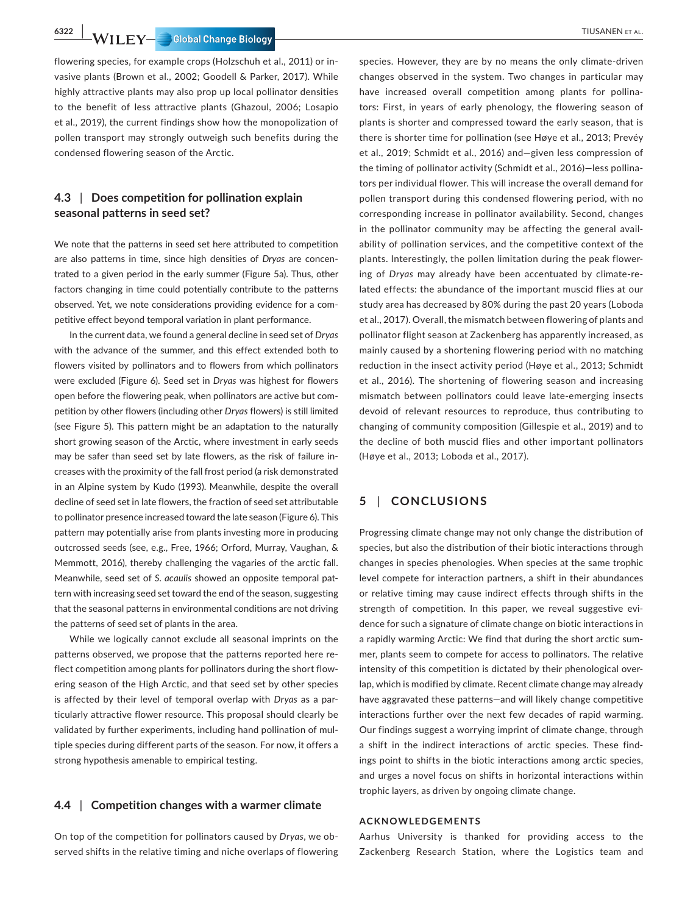flowering species, for example crops (Holzschuh et al., 2011) or invasive plants (Brown et al., 2002; Goodell & Parker, 2017). While highly attractive plants may also prop up local pollinator densities to the benefit of less attractive plants (Ghazoul, 2006; Losapio et al., 2019), the current findings show how the monopolization of pollen transport may strongly outweigh such benefits during the condensed flowering season of the Arctic.

### 4.3 | Does competition for pollination explain seasonal patterns in seed set?

We note that the patterns in seed set here attributed to competition are also patterns in time, since high densities of *Dryas* are concentrated to a given period in the early summer (Figure 5a). Thus, other factors changing in time could potentially contribute to the patterns observed. Yet, we note considerations providing evidence for a competitive effect beyond temporal variation in plant performance.

In the current data, we found a general decline in seed set of *Dryas* with the advance of the summer, and this effect extended both to flowers visited by pollinators and to flowers from which pollinators were excluded (Figure 6). Seed set in *Dryas* was highest for flowers open before the flowering peak, when pollinators are active but competition by other flowers (including other *Dryas* flowers) is still limited (see Figure 5). This pattern might be an adaptation to the naturally short growing season of the Arctic, where investment in early seeds may be safer than seed set by late flowers, as the risk of failure increases with the proximity of the fall frost period (a risk demonstrated in an Alpine system by Kudo (1993). Meanwhile, despite the overall decline of seed set in late flowers, the fraction of seed set attributable to pollinator presence increased toward the late season (Figure 6). This pattern may potentially arise from plants investing more in producing outcrossed seeds (see, e.g., Free, 1966; Orford, Murray, Vaughan, & Memmott, 2016), thereby challenging the vagaries of the arctic fall. Meanwhile, seed set of *S. acaulis* showed an opposite temporal pattern with increasing seed set toward the end of the season, suggesting that the seasonal patterns in environmental conditions are not driving the patterns of seed set of plants in the area.

While we logically cannot exclude all seasonal imprints on the patterns observed, we propose that the patterns reported here reflect competition among plants for pollinators during the short flowering season of the High Arctic, and that seed set by other species is affected by their level of temporal overlap with *Dryas* as a particularly attractive flower resource. This proposal should clearly be validated by further experiments, including hand pollination of multiple species during different parts of the season. For now, it offers a strong hypothesis amenable to empirical testing.

### 4.4 | Competition changes with a warmer climate

On top of the competition for pollinators caused by *Dryas*, we observed shifts in the relative timing and niche overlaps of flowering species. However, they are by no means the only climate-driven changes observed in the system. Two changes in particular may have increased overall competition among plants for pollinators: First, in years of early phenology, the flowering season of plants is shorter and compressed toward the early season, that is there is shorter time for pollination (see Høye et al., 2013; Prevéy et al., 2019; Schmidt et al., 2016) and—given less compression of the timing of pollinator activity (Schmidt et al., 2016)—less pollinators per individual flower. This will increase the overall demand for pollen transport during this condensed flowering period, with no corresponding increase in pollinator availability. Second, changes in the pollinator community may be affecting the general availability of pollination services, and the competitive context of the plants. Interestingly, the pollen limitation during the peak flowering of *Dryas* may already have been accentuated by climate-related effects: the abundance of the important muscid flies at our study area has decreased by 80% during the past 20 years (Loboda et al., 2017). Overall, the mismatch between flowering of plants and pollinator flight season at Zackenberg has apparently increased, as mainly caused by a shortening flowering period with no matching reduction in the insect activity period (Høye et al., 2013; Schmidt et al., 2016). The shortening of flowering season and increasing mismatch between pollinators could leave late-emerging insects devoid of relevant resources to reproduce, thus contributing to changing of community composition (Gillespie et al., 2019) and to the decline of both muscid flies and other important pollinators (Høye et al., 2013; Loboda et al., 2017).

## 5 | CONCLUSIONS

Progressing climate change may not only change the distribution of species, but also the distribution of their biotic interactions through changes in species phenologies. When species at the same trophic level compete for interaction partners, a shift in their abundances or relative timing may cause indirect effects through shifts in the strength of competition. In this paper, we reveal suggestive evidence for such a signature of climate change on biotic interactions in a rapidly warming Arctic: We find that during the short arctic summer, plants seem to compete for access to pollinators. The relative intensity of this competition is dictated by their phenological overlap, which is modified by climate. Recent climate change may already have aggravated these patterns—and will likely change competitive interactions further over the next few decades of rapid warming. Our findings suggest a worrying imprint of climate change, through a shift in the indirect interactions of arctic species. These findings point to shifts in the biotic interactions among arctic species, and urges a novel focus on shifts in horizontal interactions within trophic layers, as driven by ongoing climate change.

#### ACKNOWLEDGEMENTS

Aarhus University is thanked for providing access to the Zackenberg Research Station, where the Logistics team and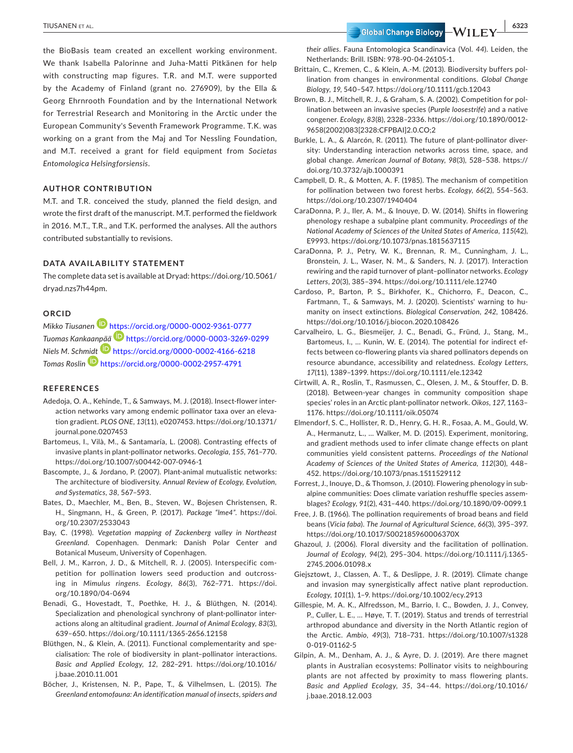the BioBasis team created an excellent working environment. We thank Isabella Palorinne and Juha-Matti Pitkänen for help with constructing map figures. T.R. and M.T. were supported by the Academy of Finland (grant no. 276909), by the Ella & Georg Ehrnrooth Foundation and by the International Network for Terrestrial Research and Monitoring in the Arctic under the European Community's Seventh Framework Programme. T.K. was working on a grant from the Maj and Tor Nessling Foundation, and M.T. received a grant for field equipment from *Societas Entomologica Helsingforsiensis*.

## AUTHOR CONTRIBUTION

M.T. and T.R. conceived the study, planned the field design, and wrote the first draft of the manuscript. M.T. performed the fieldwork in 2016. M.T., T.R., and T.K. performed the analyses. All the authors contributed substantially to revisions.

## DATA AVAILABILITY STATEMENT

The complete data set is available at Dryad: https://doi.org/10.5061/dryad.nzs7h44pm.

## ORCID

*Mikko Tiusanen* https://orcid.org/0000-0002-9361-0777
*Tuomas Kankaanpää* https://orcid.org/0000-0003-3269-0299
*Niels M. Schmidt* https://orcid.org/0000-0002-4166-6218
*Tomas Roslin* https://orcid.org/0000-0002-2957-4791

## REFERENCES

Adedoja, O. A., Kehinde, T., & Samways, M. J. (2018). Insect-flower interaction networks vary among endemic pollinator taxa over an elevation gradient. *PLOS ONE*, *13*(11), e0207453. https://doi.org/10.1371/journal.pone.0207453

Bartomeus, I., Vilà, M., & Santamaría, L. (2008). Contrasting effects of invasive plants in plant-pollinator networks. *Oecologia*, *155*, 761–770. https://doi.org/10.1007/s00442-007-0946-1

Bascompte, J., & Jordano, P. (2007). Plant-animal mutualistic networks: The architecture of biodiversity. *Annual Review of Ecology, Evolution, and Systematics*, *38*, 567–593.

Bates, D., Maechler, M., Ben, B., Steven, W., Bojesen Christensen, R. H., Singmann, H., & Green, P. (2017). *Package "lme4"*. https://doi.org/10.2307/2533043

Bay, C. (1998). *Vegetation mapping of Zackenberg valley in Northeast Greenland*. Copenhagen. Denmark: Danish Polar Center and Botanical Museum, University of Copenhagen.

Bell, J. M., Karron, J. D., & Mitchell, R. J. (2005). Interspecific competition for pollination lowers seed production and outcrossing in *Mimulus ringens*. *Ecology*, *86*(3), 762–771. https://doi.org/10.1890/04-0694

Benadi, G., Hovestadt, T., Poethke, H. J., & Blüthgen, N. (2014). Specialization and phenological synchrony of plant-pollinator interactions along an altitudinal gradient. *Journal of Animal Ecology*, *83*(3), 639–650. https://doi.org/10.1111/1365-2656.12158

Blüthgen, N., & Klein, A. (2011). Functional complementarity and specialisation: The role of biodiversity in plant–pollinator interactions. *Basic and Applied Ecology*, *12*, 282–291. https://doi.org/10.1016/j.baae.2010.11.001

Böcher, J., Kristensen, N. P., Pape, T., & Vilhelmsen, L. (2015). *The Greenland entomofauna: An identification manual of insects, spiders and their allies*. Fauna Entomologica Scandinavica (Vol. *44*). Leiden, the Netherlands: Brill. ISBN: 978-90-04-26105-1.

Brittain, C., Kremen, C., & Klein, A.-M. (2013). Biodiversity buffers pollination from changes in environmental conditions. *Global Change Biology*, *19*, 540–547. https://doi.org/10.1111/gcb.12043

Brown, B. J., Mitchell, R. J., & Graham, S. A. (2002). Competition for pollination between an invasive species (*Purple loosestrife*) and a native congener. *Ecology*, *83*(8), 2328–2336. https://doi.org/10.1890/0012-9658(2002)083[2328:CFPBAI]2.0.CO;2

Burkle, L. A., & Alarcón, R. (2011). The future of plant-pollinator diversity: Understanding interaction networks across time, space, and global change. *American Journal of Botany*, *98*(3), 528–538. https://doi.org/10.3732/ajb.1000391

Campbell, D. R., & Motten, A. F. (1985). The mechanism of competition for pollination between two forest herbs. *Ecology*, *66*(2), 554–563. https://doi.org/10.2307/1940404

CaraDonna, P. J., Iler, A. M., & Inouye, D. W. (2014). Shifts in flowering phenology reshape a subalpine plant community. *Proceedings of the National Academy of Sciences of the United States of America*, *115*(42), E9993. https://doi.org/10.1073/pnas.1815637115

CaraDonna, P. J., Petry, W. K., Brennan, R. M., Cunningham, J. L., Bronstein, J. L., Waser, N. M., & Sanders, N. J. (2017). Interaction rewiring and the rapid turnover of plant–pollinator networks. *Ecology Letters*, *20*(3), 385–394. https://doi.org/10.1111/ele.12740

Cardoso, P., Barton, P. S., Birkhofer, K., Chichorro, F., Deacon, C., Fartmann, T., & Samways, M. J. (2020). Scientists' warning to humanity on insect extinctions. *Biological Conservation*, *242*, 108426. https://doi.org/10.1016/j.biocon.2020.108426

Carvalheiro, L. G., Biesmeijer, J. C., Benadi, G., Fründ, J., Stang, M., Bartomeus, I., … Kunin, W. E. (2014). The potential for indirect effects between co-flowering plants via shared pollinators depends on resource abundance, accessibility and relatedness. *Ecology Letters*, *17*(11), 1389–1399. https://doi.org/10.1111/ele.12342

Cirtwill, A. R., Roslin, T., Rasmussen, C., Olesen, J. M., & Stouffer, D. B. (2018). Between-year changes in community composition shape species' roles in an Arctic plant-pollinator network. *Oikos*, *127*, 1163–1176. https://doi.org/10.1111/oik.05074

Elmendorf, S. C., Hollister, R. D., Henry, G. H. R., Fosaa, A. M., Gould, W. A., Hermanutz, L., … Walker, M. D. (2015). Experiment, monitoring, and gradient methods used to infer climate change effects on plant communities yield consistent patterns. *Proceedings of the National Academy of Sciences of the United States of America*, *112*(30), 448–452. https://doi.org/10.1073/pnas.1511529112

Forrest, J., Inouye, D., & Thomson, J. (2010). Flowering phenology in subalpine communities: Does climate variation reshuffle species assemblages? *Ecology*, *91*(2), 431–440. https://doi.org/10.1890/09-0099.1

Free, J. B. (1966). The pollination requirements of broad beans and field beans (*Vicia faba*). *The Journal of Agricultural Science*, *66*(3), 395–397. https://doi.org/10.1017/S002185960006370X

Ghazoul, J. (2006). Floral diversity and the facilitation of pollination. *Journal of Ecology*, *94*(2), 295–304. https://doi.org/10.1111/j.1365-2745.2006.01098.x

Giejsztowt, J., Classen, A. T., & Deslippe, J. R. (2019). Climate change and invasion may synergistically affect native plant reproduction. *Ecology*, *101*(1), 1–9. https://doi.org/10.1002/ecy.2913

Gillespie, M. A. K., Alfredsson, M., Barrio, I. C., Bowden, J. J., Convey, P., Culler, L. E., … Høye, T. T. (2019). Status and trends of terrestrial arthropod abundance and diversity in the North Atlantic region of the Arctic. *Ambio*, *49*(3), 718–731. https://doi.org/10.1007/s13280-019-01162-5

Gilpin, A. M., Denham, A. J., & Ayre, D. J. (2019). Are there magnet plants in Australian ecosystems: Pollinator visits to neighbouring plants are not affected by proximity to mass flowering plants. *Basic and Applied Ecology*, *35*, 34–44. https://doi.org/10.1016/j.baae.2018.12.003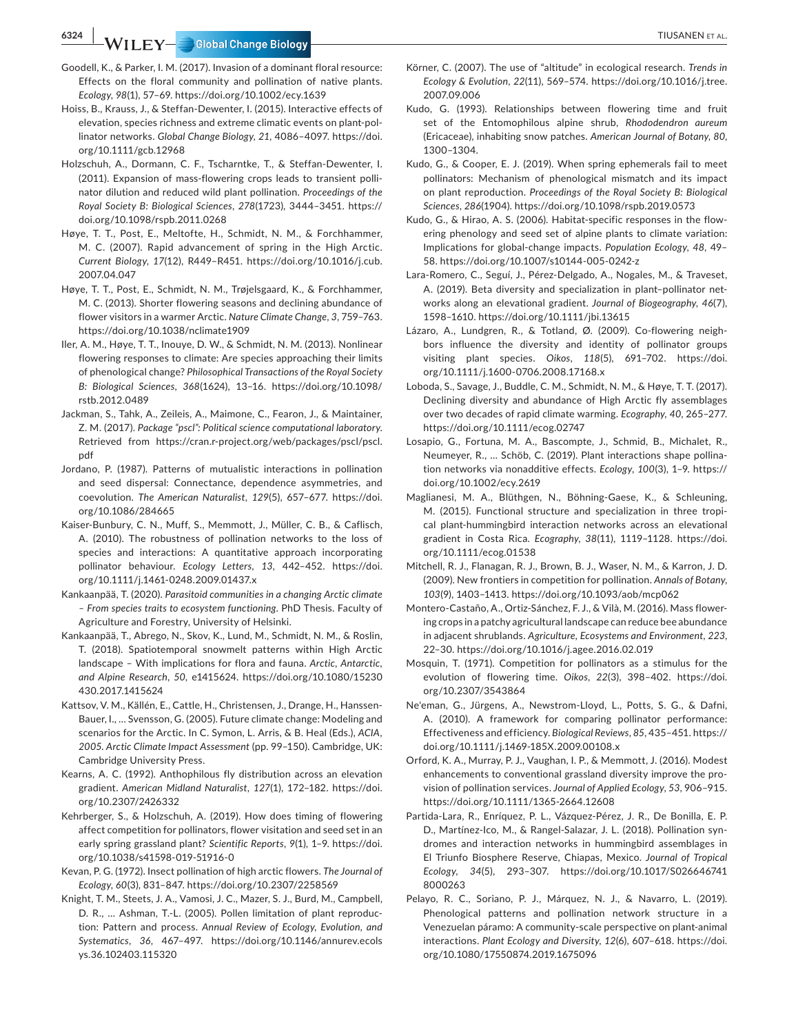Goodell, K., & Parker, I. M. (2017). Invasion of a dominant floral resource: Effects on the floral community and pollination of native plants. *Ecology*, *98*(1), 57–69. https://doi.org/10.1002/ecy.1639

Hoiss, B., Krauss, J., & Steffan-Dewenter, I. (2015). Interactive effects of elevation, species richness and extreme climatic events on plant-pollinator networks. *Global Change Biology*, *21*, 4086–4097. https://doi.org/10.1111/gcb.12968

Holzschuh, A., Dormann, C. F., Tscharntke, T., & Steffan-Dewenter, I. (2011). Expansion of mass-flowering crops leads to transient pollinator dilution and reduced wild plant pollination. *Proceedings of the Royal Society B: Biological Sciences*, *278*(1723), 3444–3451. https://doi.org/10.1098/rspb.2011.0268

Høye, T. T., Post, E., Meltofte, H., Schmidt, N. M., & Forchhammer, M. C. (2007). Rapid advancement of spring in the High Arctic. *Current Biology*, *17*(12), R449–R451. https://doi.org/10.1016/j.cub.2007.04.047

Høye, T. T., Post, E., Schmidt, N. M., Trøjelsgaard, K., & Forchhammer, M. C. (2013). Shorter flowering seasons and declining abundance of flower visitors in a warmer Arctic. *Nature Climate Change*, *3*, 759–763. https://doi.org/10.1038/nclimate1909

Iler, A. M., Høye, T. T., Inouye, D. W., & Schmidt, N. M. (2013). Nonlinear flowering responses to climate: Are species approaching their limits of phenological change? *Philosophical Transactions of the Royal Society B: Biological Sciences*, *368*(1624), 13–16. https://doi.org/10.1098/rstb.2012.0489

Jackman, S., Tahk, A., Zeileis, A., Maimone, C., Fearon, J., & Maintainer, Z. M. (2017). *Package "pscl": Political science computational laboratory*. Retrieved from https://cran.r-project.org/web/packages/pscl/pscl.pdf

Jordano, P. (1987). Patterns of mutualistic interactions in pollination and seed dispersal: Connectance, dependence asymmetries, and coevolution. *The American Naturalist*, *129*(5), 657–677. https://doi.org/10.1086/284665

Kaiser-Bunbury, C. N., Muff, S., Memmott, J., Müller, C. B., & Caflisch, A. (2010). The robustness of pollination networks to the loss of species and interactions: A quantitative approach incorporating pollinator behaviour. *Ecology Letters*, *13*, 442–452. https://doi.org/10.1111/j.1461-0248.2009.01437.x

Kankaanpää, T. (2020). *Parasitoid communities in a changing Arctic climate – From species traits to ecosystem functioning*. PhD Thesis. Faculty of Agriculture and Forestry, University of Helsinki.

Kankaanpää, T., Abrego, N., Skov, K., Lund, M., Schmidt, N. M., & Roslin, T. (2018). Spatiotemporal snowmelt patterns within High Arctic landscape – With implications for flora and fauna. *Arctic, Antarctic, and Alpine Research*, *50*, e1415624. https://doi.org/10.1080/15230430.2017.1415624

Kattsov, V. M., Källén, E., Cattle, H., Christensen, J., Drange, H., Hanssen-Bauer, I., … Svensson, G. (2005). Future climate change: Modeling and scenarios for the Arctic. In C. Symon, L. Arris, & B. Heal (Eds.), *ACIA, 2005. Arctic Climate Impact Assessment* (pp. 99–150). Cambridge, UK: Cambridge University Press.

Kearns, A. C. (1992). Anthophilous fly distribution across an elevation gradient. *American Midland Naturalist*, *127*(1), 172–182. https://doi.org/10.2307/2426332

Kehrberger, S., & Holzschuh, A. (2019). How does timing of flowering affect competition for pollinators, flower visitation and seed set in an early spring grassland plant? *Scientific Reports*, *9*(1), 1–9. https://doi.org/10.1038/s41598-019-51916-0

Kevan, P. G. (1972). Insect pollination of high arctic flowers. *The Journal of Ecology*, *60*(3), 831–847. https://doi.org/10.2307/2258569

Knight, T. M., Steets, J. A., Vamosi, J. C., Mazer, S. J., Burd, M., Campbell, D. R., … Ashman, T.-L. (2005). Pollen limitation of plant reproduction: Pattern and process. *Annual Review of Ecology, Evolution, and Systematics*, *36*, 467–497. https://doi.org/10.1146/annurev.ecolsys.36.102403.115320

Körner, C. (2007). The use of "altitude" in ecological research. *Trends in Ecology & Evolution*, *22*(11), 569–574. https://doi.org/10.1016/j.tree.2007.09.006

Kudo, G. (1993). Relationships between flowering time and fruit set of the Entomophilous alpine shrub, *Rhododendron aureum* (Ericaceae), inhabiting snow patches. *American Journal of Botany*, *80*, 1300–1304.

Kudo, G., & Cooper, E. J. (2019). When spring ephemerals fail to meet pollinators: Mechanism of phenological mismatch and its impact on plant reproduction. *Proceedings of the Royal Society B: Biological Sciences*, *286*(1904). https://doi.org/10.1098/rspb.2019.0573

Kudo, G., & Hirao, A. S. (2006). Habitat-specific responses in the flowering phenology and seed set of alpine plants to climate variation: Implications for global-change impacts. *Population Ecology*, *48*, 49–58. https://doi.org/10.1007/s10144-005-0242-z

Lara-Romero, C., Seguí, J., Pérez-Delgado, A., Nogales, M., & Traveset, A. (2019). Beta diversity and specialization in plant–pollinator networks along an elevational gradient. *Journal of Biogeography*, *46*(7), 1598–1610. https://doi.org/10.1111/jbi.13615

Lázaro, A., Lundgren, R., & Totland, Ø. (2009). Co-flowering neighbors influence the diversity and identity of pollinator groups visiting plant species. *Oikos*, *118*(5), 691–702. https://doi.org/10.1111/j.1600-0706.2008.17168.x

Loboda, S., Savage, J., Buddle, C. M., Schmidt, N. M., & Høye, T. T. (2017). Declining diversity and abundance of High Arctic fly assemblages over two decades of rapid climate warming. *Ecography*, *40*, 265–277. https://doi.org/10.1111/ecog.02747

Losapio, G., Fortuna, M. A., Bascompte, J., Schmid, B., Michalet, R., Neumeyer, R., … Schöb, C. (2019). Plant interactions shape pollination networks via nonadditive effects. *Ecology*, *100*(3), 1–9. https://doi.org/10.1002/ecy.2619

Maglianesi, M. A., Blüthgen, N., Böhning-Gaese, K., & Schleuning, M. (2015). Functional structure and specialization in three tropical plant-hummingbird interaction networks across an elevational gradient in Costa Rica. *Ecography*, *38*(11), 1119–1128. https://doi.org/10.1111/ecog.01538

Mitchell, R. J., Flanagan, R. J., Brown, B. J., Waser, N. M., & Karron, J. D. (2009). New frontiers in competition for pollination. *Annals of Botany*, *103*(9), 1403–1413. https://doi.org/10.1093/aob/mcp062

Montero-Castaño, A., Ortiz-Sánchez, F. J., & Vilà, M. (2016). Mass flowering crops in a patchy agricultural landscape can reduce bee abundance in adjacent shrublands. *Agriculture, Ecosystems and Environment*, *223*, 22–30. https://doi.org/10.1016/j.agee.2016.02.019

Mosquin, T. (1971). Competition for pollinators as a stimulus for the evolution of flowering time. *Oikos*, *22*(3), 398–402. https://doi.org/10.2307/3543864

Ne'eman, G., Jürgens, A., Newstrom-Lloyd, L., Potts, S. G., & Dafni, A. (2010). A framework for comparing pollinator performance: Effectiveness and efficiency. *Biological Reviews*, *85*, 435–451. https://doi.org/10.1111/j.1469-185X.2009.00108.x

Orford, K. A., Murray, P. J., Vaughan, I. P., & Memmott, J. (2016). Modest enhancements to conventional grassland diversity improve the provision of pollination services. *Journal of Applied Ecology*, *53*, 906–915. https://doi.org/10.1111/1365-2664.12608

Partida-Lara, R., Enríquez, P. L., Vázquez-Pérez, J. R., De Bonilla, E. P. D., Martínez-Ico, M., & Rangel-Salazar, J. L. (2018). Pollination syndromes and interaction networks in hummingbird assemblages in El Triunfo Biosphere Reserve, Chiapas, Mexico. *Journal of Tropical Ecology*, *34*(5), 293–307. https://doi.org/10.1017/S0266467418000263

Pelayo, R. C., Soriano, P. J., Márquez, N. J., & Navarro, L. (2019). Phenological patterns and pollination network structure in a Venezuelan páramo: A community-scale perspective on plant-animal interactions. *Plant Ecology and Diversity*, *12*(6), 607–618. https://doi.org/10.1080/17550874.2019.1675096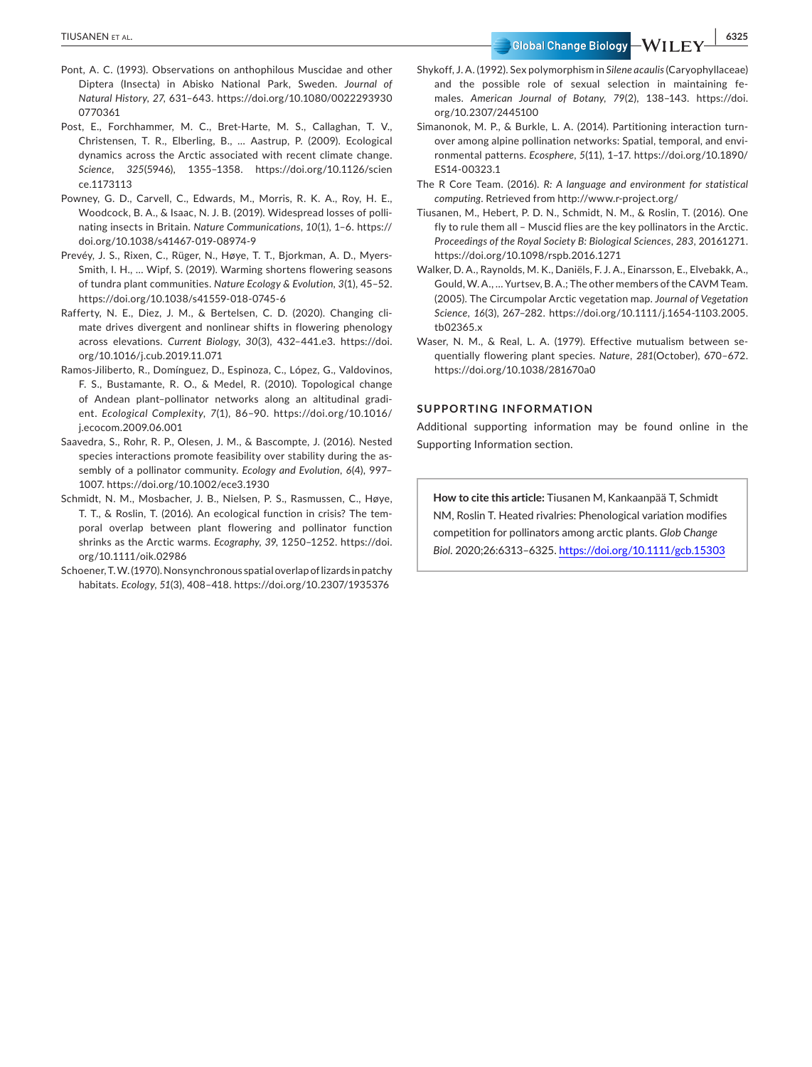Pont, A. C. (1993). Observations on anthophilous Muscidae and other Diptera (Insecta) in Abisko National Park, Sweden. *Journal of Natural History*, *27*, 631–643. https://doi.org/10.1080/00222939300770361

Post, E., Forchhammer, M. C., Bret-Harte, M. S., Callaghan, T. V., Christensen, T. R., Elberling, B., … Aastrup, P. (2009). Ecological dynamics across the Arctic associated with recent climate change. *Science*, *325*(5946), 1355–1358. https://doi.org/10.1126/science.1173113

Powney, G. D., Carvell, C., Edwards, M., Morris, R. K. A., Roy, H. E., Woodcock, B. A., & Isaac, N. J. B. (2019). Widespread losses of pollinating insects in Britain. *Nature Communications*, *10*(1), 1–6. https://doi.org/10.1038/s41467-019-08974-9

Prevéy, J. S., Rixen, C., Rüger, N., Høye, T. T., Bjorkman, A. D., Myers-Smith, I. H., … Wipf, S. (2019). Warming shortens flowering seasons of tundra plant communities. *Nature Ecology & Evolution*, *3*(1), 45–52. https://doi.org/10.1038/s41559-018-0745-6

Rafferty, N. E., Diez, J. M., & Bertelsen, C. D. (2020). Changing climate drives divergent and nonlinear shifts in flowering phenology across elevations. *Current Biology*, *30*(3), 432–441.e3. https://doi.org/10.1016/j.cub.2019.11.071

Ramos-Jiliberto, R., Domínguez, D., Espinoza, C., López, G., Valdovinos, F. S., Bustamante, R. O., & Medel, R. (2010). Topological change of Andean plant–pollinator networks along an altitudinal gradient. *Ecological Complexity*, *7*(1), 86–90. https://doi.org/10.1016/j.ecocom.2009.06.001

Saavedra, S., Rohr, R. P., Olesen, J. M., & Bascompte, J. (2016). Nested species interactions promote feasibility over stability during the assembly of a pollinator community. *Ecology and Evolution*, *6*(4), 997–1007. https://doi.org/10.1002/ece3.1930

Schmidt, N. M., Mosbacher, J. B., Nielsen, P. S., Rasmussen, C., Høye, T. T., & Roslin, T. (2016). An ecological function in crisis? The temporal overlap between plant flowering and pollinator function shrinks as the Arctic warms. *Ecography*, *39*, 1250–1252. https://doi.org/10.1111/oik.02986

Schoener, T. W. (1970). Nonsynchronous spatial overlap of lizards in patchy habitats. *Ecology*, *51*(3), 408–418. https://doi.org/10.2307/1935376

Shykoff, J. A. (1992). Sex polymorphism in *Silene acaulis* (Caryophyllaceae) and the possible role of sexual selection in maintaining females. *American Journal of Botany*, *79*(2), 138–143. https://doi.org/10.2307/2445100

Simanonok, M. P., & Burkle, L. A. (2014). Partitioning interaction turnover among alpine pollination networks: Spatial, temporal, and environmental patterns. *Ecosphere*, *5*(11), 1–17. https://doi.org/10.1890/ES14-00323.1

The R Core Team. (2016). *R: A language and environment for statistical computing*. Retrieved from http://www.r-project.org/

Tiusanen, M., Hebert, P. D. N., Schmidt, N. M., & Roslin, T. (2016). One fly to rule them all – Muscid flies are the key pollinators in the Arctic. *Proceedings of the Royal Society B: Biological Sciences*, *283*, 20161271. https://doi.org/10.1098/rspb.2016.1271

Walker, D. A., Raynolds, M. K., Daniëls, F. J. A., Einarsson, E., Elvebakk, A., Gould, W. A., … Yurtsev, B. A.; The other members of the CAVM Team. (2005). The Circumpolar Arctic vegetation map. *Journal of Vegetation Science*, *16*(3), 267–282. https://doi.org/10.1111/j.1654-1103.2005.tb02365.x

Waser, N. M., & Real, L. A. (1979). Effective mutualism between sequentially flowering plant species. *Nature*, *281*(October), 670–672. https://doi.org/10.1038/281670a0

## SUPPORTING INFORMATION

Additional supporting information may be found online in the Supporting Information section.

**How to cite this article:** Tiusanen M, Kankaanpää T, Schmidt NM, Roslin T. Heated rivalries: Phenological variation modifies competition for pollinators among arctic plants. *Glob Change Biol.* 2020;26:6313–6325. https://doi.org/10.1111/gcb.15303